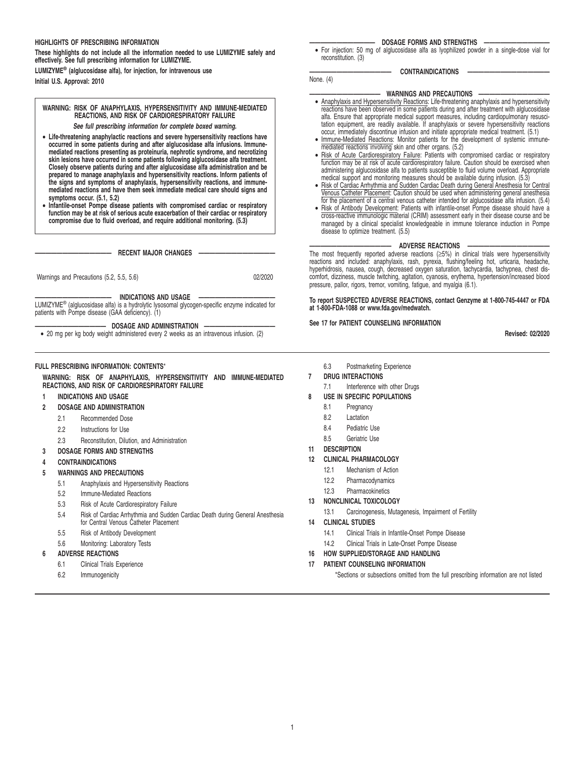**HIGHLIGHTS OF PRESCRIBING INFORMATION**

**These highlights do not include all the information needed to use LUMIZYME safely and effectively. See full prescribing information for LUMIZYME.**

**LUMIZYME® (alglucosidase alfa), for injection, for intravenous use**

**Initial U.S. Approval: 2010**

**WARNING: RISK OF ANAPHYLAXIS, HYPERSENSITIVITY AND IMMUNE-MEDIATED REACTIONS, AND RISK OF CARDIORESPIRATORY FAILURE**

***See full prescribing information for complete boxed warning.***

- **Life-threatening anaphylactic reactions and severe hypersensitivity reactions have occurred in some patients during and after alglucosidase alfa infusions. Immune-mediated reactions presenting as proteinuria, nephrotic syndrome, and necrotizing skin lesions have occurred in some patients following alglucosidase alfa treatment. Closely observe patients during and after alglucosidase alfa administration and be prepared to manage anaphylaxis and hypersensitivity reactions. Inform patients of the signs and symptoms of anaphylaxis, hypersensitivity reactions, and immune-mediated reactions and have them seek immediate medical care should signs and symptoms occur. (5.1, 5.2)**
- **Infantile-onset Pompe disease patients with compromised cardiac or respiratory function may be at risk of serious acute exacerbation of their cardiac or respiratory compromise due to fluid overload, and require additional monitoring. (5.3)**

**RECENT MAJOR CHANGES**

Warnings and Precautions (5.2, 5.5, 5.6) 02/2020

**INDICATIONS AND USAGE**

LUMIZYME® (alglucosidase alfa) is a hydrolytic lysosomal glycogen-specific enzyme indicated for patients with Pompe disease (GAA deficiency). (1)

**DOSAGE AND ADMINISTRATION**

- 20 mg per kg body weight administered every 2 weeks as an intravenous infusion. (2)

**DOSAGE FORMS AND STRENGTHS**

- For injection: 50 mg of alglucosidase alfa as lyophilized powder in a single-dose vial for reconstitution. (3)

**CONTRAINDICATIONS**

None. (4)

**WARNINGS AND PRECAUTIONS**

- Anaphylaxis and Hypersensitivity Reactions: Life-threatening anaphylaxis and hypersensitivity reactions have been observed in some patients during and after treatment with alglucosidase alfa. Ensure that appropriate medical support measures, including cardiopulmonary resuscitation equipment, are readily available. If anaphylaxis or severe hypersensitivity reactions occur, immediately discontinue infusion and initiate appropriate medical treatment. (5.1)
- Immune-Mediated Reactions: Monitor patients for the development of systemic immune-mediated reactions involving skin and other organs. (5.2)
- Risk of Acute Cardiorespiratory Failure: Patients with compromised cardiac or respiratory function may be at risk of acute cardiorespiratory failure. Caution should be exercised when administering alglucosidase alfa to patients susceptible to fluid volume overload. Appropriate medical support and monitoring measures should be available during infusion. (5.3)
- Risk of Cardiac Arrhythmia and Sudden Cardiac Death during General Anesthesia for Central Venous Catheter Placement: Caution should be used when administering general anesthesia for the placement of a central venous catheter intended for alglucosidase alfa infusion. (5.4)
- Risk of Antibody Development: Patients with infantile-onset Pompe disease should have a cross-reactive immunologic material (CRIM) assessment early in their disease course and be managed by a clinical specialist knowledgeable in immune tolerance induction in Pompe disease to optimize treatment. (5.5)

**ADVERSE REACTIONS**

The most frequently reported adverse reactions (≥5%) in clinical trials were hypersensitivity reactions and included: anaphylaxis, rash, pyrexia, flushing/feeling hot, urticaria, headache, hyperhidrosis, nausea, cough, decreased oxygen saturation, tachycardia, tachypnea, chest discomfort, dizziness, muscle twitching, agitation, cyanosis, erythema, hypertension/increased blood pressure, pallor, rigors, tremor, vomiting, fatigue, and myalgia (6.1).

**To report SUSPECTED ADVERSE REACTIONS, contact Genzyme at 1-800-745-4447 or FDA at 1-800-FDA-1088 or www.fda.gov/medwatch.**

**See 17 for PATIENT COUNSELING INFORMATION**

**Revised: 02/2020**

**FULL PRESCRIBING INFORMATION: CONTENTS***

**WARNING: RISK OF ANAPHYLAXIS, HYPERSENSITIVITY AND IMMUNE-MEDIATED REACTIONS, AND RISK OF CARDIORESPIRATORY FAILURE**

**1 INDICATIONS AND USAGE**

**2 DOSAGE AND ADMINISTRATION**
- 2.1 Recommended Dose
- 2.2 Instructions for Use
- 2.3 Reconstitution, Dilution, and Administration

**3 DOSAGE FORMS AND STRENGTHS**

**4 CONTRAINDICATIONS**

**5 WARNINGS AND PRECAUTIONS**
- 5.1 Anaphylaxis and Hypersensitivity Reactions
- 5.2 Immune-Mediated Reactions
- 5.3 Risk of Acute Cardiorespiratory Failure
- 5.4 Risk of Cardiac Arrhythmia and Sudden Cardiac Death during General Anesthesia for Central Venous Catheter Placement
- 5.5 Risk of Antibody Development
- 5.6 Monitoring: Laboratory Tests

**6 ADVERSE REACTIONS**
- 6.1 Clinical Trials Experience
- 6.2 Immunogenicity
- 6.3 Postmarketing Experience

**7 DRUG INTERACTIONS**
- 7.1 Interference with other Drugs

**8 USE IN SPECIFIC POPULATIONS**
- 8.1 Pregnancy
- 8.2 Lactation
- 8.4 Pediatric Use
- 8.5 Geriatric Use

**11 DESCRIPTION**

**12 CLINICAL PHARMACOLOGY**
- 12.1 Mechanism of Action
- 12.2 Pharmacodynamics
- 12.3 Pharmacokinetics

**13 NONCLINICAL TOXICOLOGY**
- 13.1 Carcinogenesis, Mutagenesis, Impairment of Fertility

**14 CLINICAL STUDIES**
- 14.1 Clinical Trials in Infantile-Onset Pompe Disease
- 14.2 Clinical Trials in Late-Onset Pompe Disease

**16 HOW SUPPLIED/STORAGE AND HANDLING**

**17 PATIENT COUNSELING INFORMATION**

*Sections or subsections omitted from the full prescribing information are not listed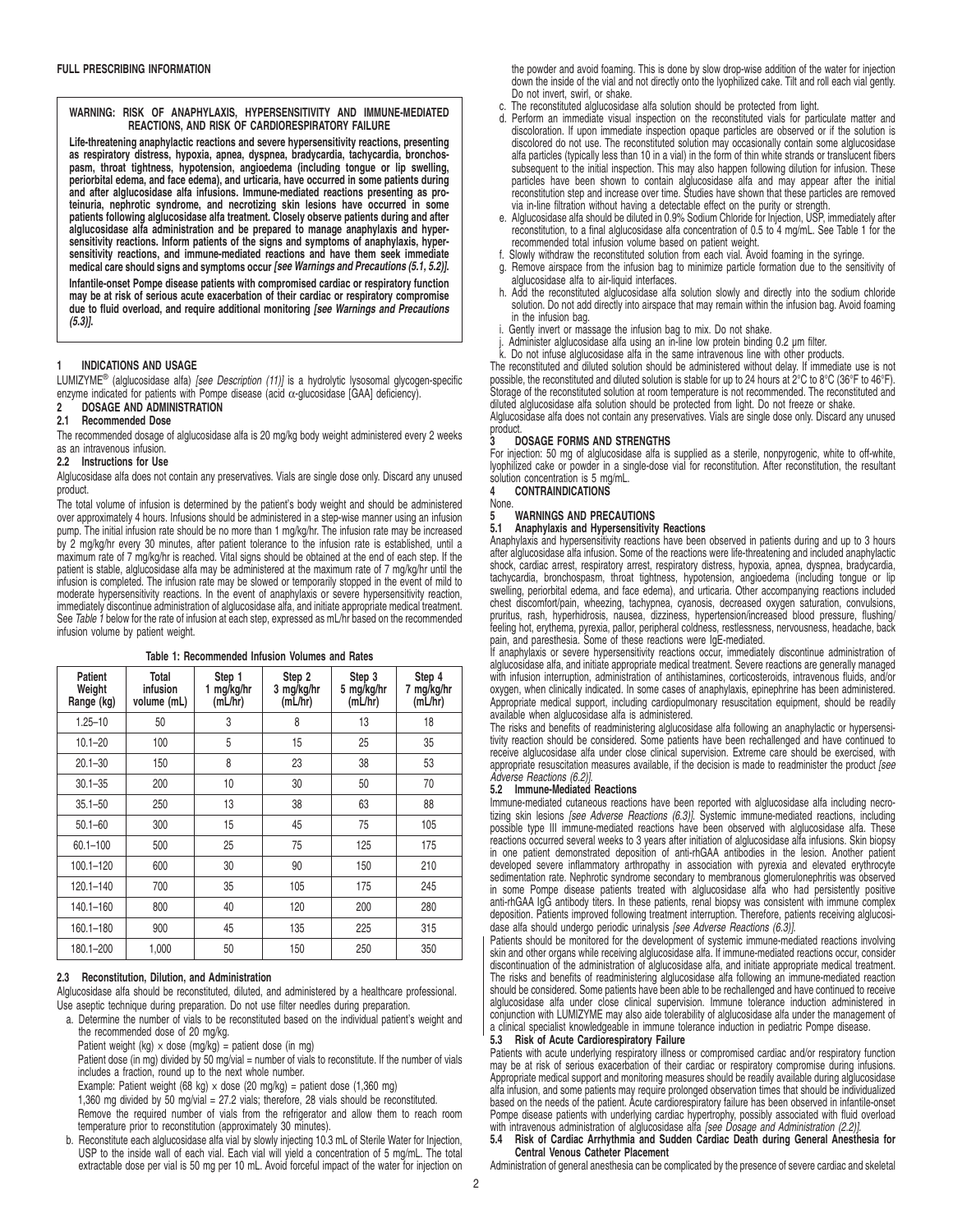## FULL PRESCRIBING INFORMATION

**WARNING: RISK OF ANAPHYLAXIS, HYPERSENSITIVITY AND IMMUNE-MEDIATED REACTIONS, AND RISK OF CARDIORESPIRATORY FAILURE**

**Life-threatening anaphylactic reactions and severe hypersensitivity reactions, presenting as respiratory distress, hypoxia, apnea, dyspnea, bradycardia, tachycardia, bronchospasm, throat tightness, hypotension, angioedema (including tongue or lip swelling, periorbital edema, and face edema), and urticaria, have occurred in some patients during and after alglucosidase alfa infusions. Immune-mediated reactions presenting as proteinuria, nephrotic syndrome, and necrotizing skin lesions have occurred in some patients following alglucosidase alfa treatment. Closely observe patients during and after alglucosidase alfa administration and be prepared to manage anaphylaxis and hypersensitivity reactions. Inform patients of the signs and symptoms of anaphylaxis, hypersensitivity reactions, and immune-mediated reactions and have them seek immediate medical care should signs and symptoms occur *[see Warnings and Precautions (5.1, 5.2)]*.**

**Infantile-onset Pompe disease patients with compromised cardiac or respiratory function may be at risk of serious acute exacerbation of their cardiac or respiratory compromise due to fluid overload, and require additional monitoring *[see Warnings and Precautions (5.3)]*.**

## 1 INDICATIONS AND USAGE

LUMIZYME® (alglucosidase alfa) *[see Description (11)]* is a hydrolytic lysosomal glycogen-specific enzyme indicated for patients with Pompe disease (acid α-glucosidase [GAA] deficiency).

## 2 DOSAGE AND ADMINISTRATION

### 2.1 Recommended Dose

The recommended dosage of alglucosidase alfa is 20 mg/kg body weight administered every 2 weeks as an intravenous infusion.

### 2.2 Instructions for Use

Alglucosidase alfa does not contain any preservatives. Vials are single dose only. Discard any unused product.

The total volume of infusion is determined by the patient's body weight and should be administered over approximately 4 hours. Infusions should be administered in a step-wise manner using an infusion pump. The initial infusion rate should be no more than 1 mg/kg/hr. The infusion rate may be increased by 2 mg/kg/hr every 30 minutes, after patient tolerance to the infusion rate is established, until a maximum rate of 7 mg/kg/hr is reached. Vital signs should be obtained at the end of each step. If the patient is stable, alglucosidase alfa may be administered at the maximum rate of 7 mg/kg/hr until the infusion is completed. The infusion rate may be slowed or temporarily stopped in the event of mild to moderate hypersensitivity reactions. In the event of anaphylaxis or severe hypersensitivity reaction, immediately discontinue administration of alglucosidase alfa, and initiate appropriate medical treatment. See *Table 1* below for the rate of infusion at each step, expressed as mL/hr based on the recommended infusion volume by patient weight.

**Table 1: Recommended Infusion Volumes and Rates**

| Patient Weight Range (kg) | Total infusion volume (mL) | Step 1 1 mg/kg/hr (mL/hr) | Step 2 3 mg/kg/hr (mL/hr) | Step 3 5 mg/kg/hr (mL/hr) | Step 4 7 mg/kg/hr (mL/hr) |
|---|---|---|---|---|---|
| 1.25–10 | 50 | 3 | 8 | 13 | 18 |
| 10.1–20 | 100 | 5 | 15 | 25 | 35 |
| 20.1–30 | 150 | 8 | 23 | 38 | 53 |
| 30.1–35 | 200 | 10 | 30 | 50 | 70 |
| 35.1–50 | 250 | 13 | 38 | 63 | 88 |
| 50.1–60 | 300 | 15 | 45 | 75 | 105 |
| 60.1–100 | 500 | 25 | 75 | 125 | 175 |
| 100.1–120 | 600 | 30 | 90 | 150 | 210 |
| 120.1–140 | 700 | 35 | 105 | 175 | 245 |
| 140.1–160 | 800 | 40 | 120 | 200 | 280 |
| 160.1–180 | 900 | 45 | 135 | 225 | 315 |
| 180.1–200 | 1,000 | 50 | 150 | 250 | 350 |

### 2.3 Reconstitution, Dilution, and Administration

Alglucosidase alfa should be reconstituted, diluted, and administered by a healthcare professional. Use aseptic technique during preparation. Do not use filter needles during preparation.

a. Determine the number of vials to be reconstituted based on the individual patient's weight and the recommended dose of 20 mg/kg.

   Patient weight (kg) × dose (mg/kg) = patient dose (in mg)

   Patient dose (in mg) divided by 50 mg/vial = number of vials to reconstitute. If the number of vials includes a fraction, round up to the next whole number.

   Example: Patient weight (68 kg) × dose (20 mg/kg) = patient dose (1,360 mg)

   1,360 mg divided by 50 mg/vial = 27.2 vials; therefore, 28 vials should be reconstituted.

   Remove the required number of vials from the refrigerator and allow them to reach room temperature prior to reconstitution (approximately 30 minutes).

b. Reconstitute each alglucosidase alfa vial by slowly injecting 10.3 mL of Sterile Water for Injection, USP to the inside wall of each vial. Each vial will yield a concentration of 5 mg/mL. The total extractable dose per vial is 50 mg per 10 mL. Avoid forceful impact of the water for injection on the powder and avoid foaming. This is done by slow drop-wise addition of the water for injection down the inside of the vial and not directly onto the lyophilized cake. Tilt and roll each vial gently. Do not invert, swirl, or shake.

c. The reconstituted alglucosidase alfa solution should be protected from light.

d. Perform an immediate visual inspection on the reconstituted vials for particulate matter and discoloration. If upon immediate inspection opaque particles are observed or if the solution is discolored do not use. The reconstituted solution may occasionally contain some alglucosidase alfa particles (typically less than 10 in a vial) in the form of thin white strands or translucent fibers subsequent to the initial inspection. This may also happen following dilution for infusion. These particles have been shown to contain alglucosidase alfa and may appear after the initial reconstitution step and increase over time. Studies have shown that these particles are removed via in-line filtration without having a detectable effect on the purity or strength.

e. Alglucosidase alfa should be diluted in 0.9% Sodium Chloride for Injection, USP, immediately after reconstitution, to a final alglucosidase alfa concentration of 0.5 to 4 mg/mL. See Table 1 for the recommended total infusion volume based on patient weight.

f. Slowly withdraw the reconstituted solution from each vial. Avoid foaming in the syringe.

g. Remove airspace from the infusion bag to minimize particle formation due to the sensitivity of alglucosidase alfa to air-liquid interfaces.

h. Add the reconstituted alglucosidase alfa solution slowly and directly into the sodium chloride solution. Do not add directly into airspace that may remain within the infusion bag. Avoid foaming in the infusion bag.

i. Gently invert or massage the infusion bag to mix. Do not shake.

j. Administer alglucosidase alfa using an in-line low protein binding 0.2 µm filter.

k. Do not infuse alglucosidase alfa in the same intravenous line with other products.

The reconstituted and diluted solution should be administered without delay. If immediate use is not possible, the reconstituted and diluted solution is stable for up to 24 hours at 2°C to 8°C (36°F to 46°F). Storage of the reconstituted solution at room temperature is not recommended. The reconstituted and diluted alglucosidase alfa solution should be protected from light. Do not freeze or shake.

Alglucosidase alfa does not contain any preservatives. Vials are single dose only. Discard any unused product.

## 3 DOSAGE FORMS AND STRENGTHS

For injection: 50 mg of alglucosidase alfa is supplied as a sterile, nonpyrogenic, white to off-white, lyophilized cake or powder in a single-dose vial for reconstitution. After reconstitution, the resultant solution concentration is 5 mg/mL.

## 4 CONTRAINDICATIONS

None.

## 5 WARNINGS AND PRECAUTIONS

### 5.1 Anaphylaxis and Hypersensitivity Reactions

Anaphylaxis and hypersensitivity reactions have been observed in patients during and up to 3 hours after alglucosidase alfa infusion. Some of the reactions were life-threatening and included anaphylactic shock, cardiac arrest, respiratory arrest, respiratory distress, hypoxia, apnea, dyspnea, bradycardia, tachycardia, bronchospasm, throat tightness, hypotension, angioedema (including tongue or lip swelling, periorbital edema, and face edema), and urticaria. Other accompanying reactions included chest discomfort/pain, wheezing, tachypnea, cyanosis, decreased oxygen saturation, convulsions, pruritus, rash, hyperhidrosis, nausea, dizziness, hypertension/increased blood pressure, flushing/feeling hot, erythema, pyrexia, pallor, peripheral coldness, restlessness, nervousness, headache, back pain, and paresthesia. Some of these reactions were IgE-mediated.

If anaphylaxis or severe hypersensitivity reactions occur, immediately discontinue administration of alglucosidase alfa, and initiate appropriate medical treatment. Severe reactions are generally managed with infusion interruption, administration of antihistamines, corticosteroids, intravenous fluids, and/or oxygen, when clinically indicated. In some cases of anaphylaxis, epinephrine has been administered. Appropriate medical support, including cardiopulmonary resuscitation equipment, should be readily available when alglucosidase alfa is administered.

The risks and benefits of readministering alglucosidase alfa following an anaphylactic or hypersensitivity reaction should be considered. Some patients have been rechallenged and have continued to receive alglucosidase alfa under close clinical supervision. Extreme care should be exercised, with appropriate resuscitation measures available, if the decision is made to readminister the product *[see Adverse Reactions (6.2)]*.

### 5.2 Immune-Mediated Reactions

Immune-mediated cutaneous reactions have been reported with alglucosidase alfa including necrotizing skin lesions *[see Adverse Reactions (6.3)]*. Systemic immune-mediated reactions, including possible type III immune-mediated reactions have been observed with alglucosidase alfa. These reactions occurred several weeks to 3 years after initiation of alglucosidase alfa infusions. Skin biopsy in one patient demonstrated deposition of anti-rhGAA antibodies in the lesion. Another patient developed severe inflammatory arthropathy in association with pyrexia and elevated erythrocyte sedimentation rate. Nephrotic syndrome secondary to membranous glomerulonephritis was observed in some Pompe disease patients treated with alglucosidase alfa who had persistently positive anti-rhGAA IgG antibody titers. In these patients, renal biopsy was consistent with immune complex deposition. Patients improved following treatment interruption. Therefore, patients receiving alglucosidase alfa should undergo periodic urinalysis *[see Adverse Reactions (6.3)]*.

Patients should be monitored for the development of systemic immune-mediated reactions involving skin and other organs while receiving alglucosidase alfa. If immune-mediated reactions occur, consider discontinuation of the administration of alglucosidase alfa, and initiate appropriate medical treatment. The risks and benefits of readministering alglucosidase alfa following an immune-mediated reaction should be considered. Some patients have been able to be rechallenged and have continued to receive alglucosidase alfa under close clinical supervision. Immune tolerance induction administered in conjunction with LUMIZYME may also aide tolerability of alglucosidase alfa under the management of a clinical specialist knowledgeable in immune tolerance induction in pediatric Pompe disease.

### 5.3 Risk of Acute Cardiorespiratory Failure

Patients with acute underlying respiratory illness or compromised cardiac and/or respiratory function may be at risk of serious exacerbation of their cardiac or respiratory compromise during infusions. Appropriate medical support and monitoring measures should be readily available during alglucosidase alfa infusion, and some patients may require prolonged observation times that should be individualized based on the needs of the patient. Acute cardiorespiratory failure has been observed in infantile-onset Pompe disease patients with underlying cardiac hypertrophy, possibly associated with fluid overload with intravenous administration of alglucosidase alfa *[see Dosage and Administration (2.2)]*.

### 5.4 Risk of Cardiac Arrhythmia and Sudden Cardiac Death during General Anesthesia for Central Venous Catheter Placement

Administration of general anesthesia can be complicated by the presence of severe cardiac and skeletal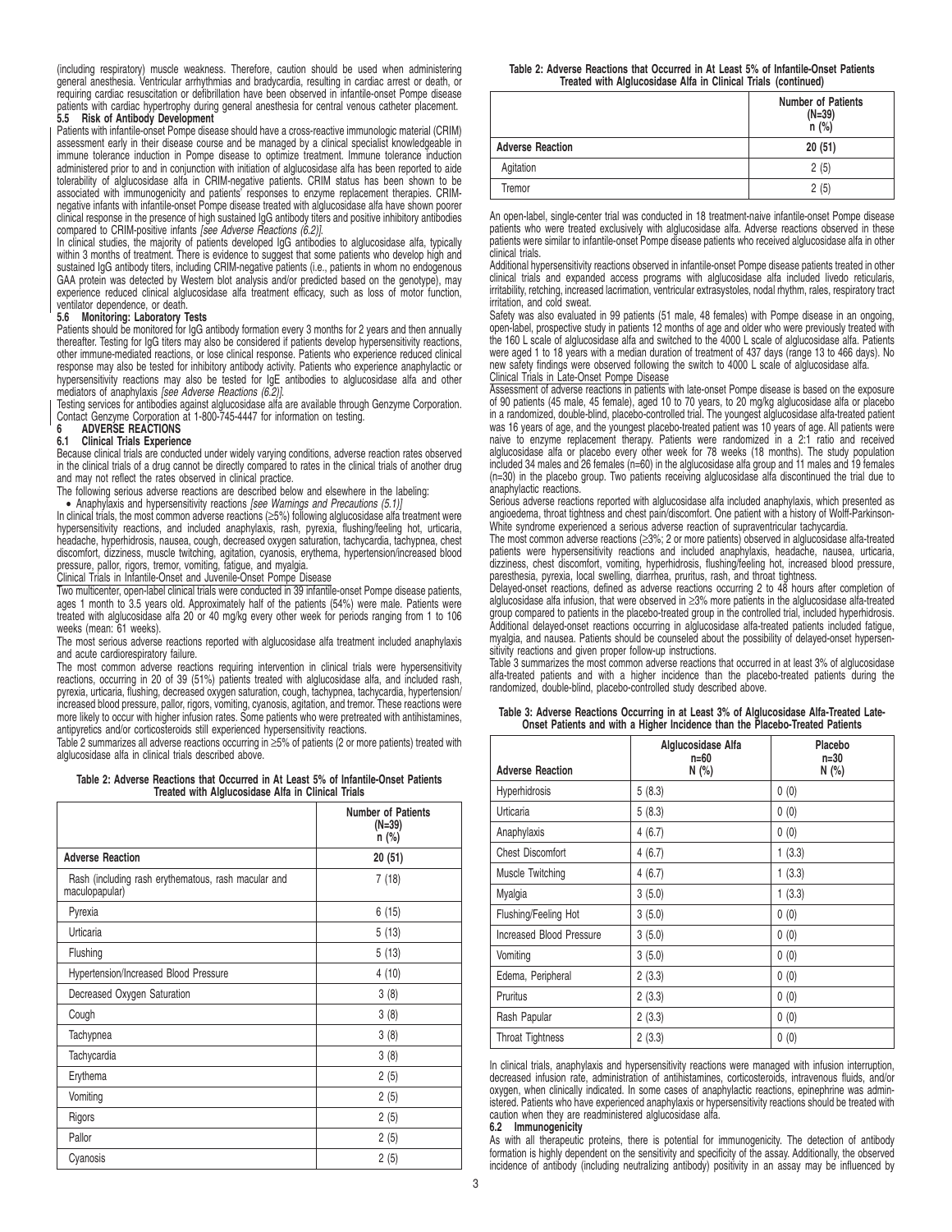(including respiratory) muscle weakness. Therefore, caution should be used when administering general anesthesia. Ventricular arrhythmias and bradycardia, resulting in cardiac arrest or death, or requiring cardiac resuscitation or defibrillation have been observed in infantile-onset Pompe disease patients with cardiac hypertrophy during general anesthesia for central venous catheter placement.

### 5.5 Risk of Antibody Development

Patients with infantile-onset Pompe disease should have a cross-reactive immunologic material (CRIM) assessment early in their disease course and be managed by a clinical specialist knowledgeable in immune tolerance induction in Pompe disease to optimize treatment. Immune tolerance induction administered prior to and in conjunction with initiation of alglucosidase alfa has been reported to aide tolerability of alglucosidase alfa in CRIM-negative patients. CRIM status has been shown to be associated with immunogenicity and patients' responses to enzyme replacement therapies. CRIM-negative infants with infantile-onset Pompe disease treated with alglucosidase alfa have shown poorer clinical response in the presence of high sustained IgG antibody titers and positive inhibitory antibodies compared to CRIM-positive infants *[see Adverse Reactions (6.2)]*.

In clinical studies, the majority of patients developed IgG antibodies to alglucosidase alfa, typically within 3 months of treatment. There is evidence to suggest that some patients who develop high and sustained IgG antibody titers, including CRIM-negative patients (i.e., patients in whom no endogenous GAA protein was detected by Western blot analysis and/or predicted based on the genotype), may experience reduced clinical alglucosidase alfa treatment efficacy, such as loss of motor function, ventilator dependence, or death.

### 5.6 Monitoring: Laboratory Tests

Patients should be monitored for IgG antibody formation every 3 months for 2 years and then annually thereafter. Testing for IgG titers may also be considered if patients develop hypersensitivity reactions, other immune-mediated reactions, or lose clinical response. Patients who experience reduced clinical response may also be tested for inhibitory antibody activity. Patients who experience anaphylactic or hypersensitivity reactions may also be tested for IgE antibodies to alglucosidase alfa and other mediators of anaphylaxis *[see Adverse Reactions (6.2)]*.

Testing services for antibodies against alglucosidase alfa are available through Genzyme Corporation. Contact Genzyme Corporation at 1-800-745-4447 for information on testing.

## 6 ADVERSE REACTIONS

### 6.1 Clinical Trials Experience

Because clinical trials are conducted under widely varying conditions, adverse reaction rates observed in the clinical trials of a drug cannot be directly compared to rates in the clinical trials of another drug and may not reflect the rates observed in clinical practice.

The following serious adverse reactions are described below and elsewhere in the labeling:

- Anaphylaxis and hypersensitivity reactions *[see Warnings and Precautions (5.1)]*

In clinical trials, the most common adverse reactions (≥5%) following alglucosidase alfa treatment were hypersensitivity reactions, and included anaphylaxis, rash, pyrexia, flushing/feeling hot, urticaria, headache, hyperhidrosis, nausea, cough, decreased oxygen saturation, tachycardia, tachypnea, chest discomfort, dizziness, muscle twitching, agitation, cyanosis, erythema, hypertension/increased blood pressure, pallor, rigors, tremor, vomiting, fatigue, and myalgia.

Clinical Trials in Infantile-Onset and Juvenile-Onset Pompe Disease

Two multicenter, open-label clinical trials were conducted in 39 infantile-onset Pompe disease patients, ages 1 month to 3.5 years old. Approximately half of the patients (54%) were male. Patients were treated with alglucosidase alfa 20 or 40 mg/kg every other week for periods ranging from 1 to 106 weeks (mean: 61 weeks).

The most serious adverse reactions reported with alglucosidase alfa treatment included anaphylaxis and acute cardiorespiratory failure.

The most common adverse reactions requiring intervention in clinical trials were hypersensitivity reactions, occurring in 20 of 39 (51%) patients treated with alglucosidase alfa, and included rash, pyrexia, urticaria, flushing, decreased oxygen saturation, cough, tachypnea, tachycardia, hypertension/increased blood pressure, pallor, rigors, vomiting, cyanosis, agitation, and tremor. These reactions were more likely to occur with higher infusion rates. Some patients who were pretreated with antihistamines, antipyretics and/or corticosteroids still experienced hypersensitivity reactions.

Table 2 summarizes all adverse reactions occurring in ≥5% of patients (2 or more patients) treated with alglucosidase alfa in clinical trials described above.

**Table 2: Adverse Reactions that Occurred in At Least 5% of Infantile-Onset Patients Treated with Alglucosidase Alfa in Clinical Trials**

| | Number of Patients (N=39) n (%) |
|---|---|
| **Adverse Reaction** | **20 (51)** |
| Rash (including rash erythematous, rash macular and maculopapular) | 7 (18) |
| Pyrexia | 6 (15) |
| Urticaria | 5 (13) |
| Flushing | 5 (13) |
| Hypertension/Increased Blood Pressure | 4 (10) |
| Decreased Oxygen Saturation | 3 (8) |
| Cough | 3 (8) |
| Tachypnea | 3 (8) |
| Tachycardia | 3 (8) |
| Erythema | 2 (5) |
| Vomiting | 2 (5) |
| Rigors | 2 (5) |
| Pallor | 2 (5) |
| Cyanosis | 2 (5) |
| Agitation | 2 (5) |
| Tremor | 2 (5) |

An open-label, single-center trial was conducted in 18 treatment-naive infantile-onset Pompe disease patients who were treated exclusively with alglucosidase alfa. Adverse reactions observed in these patients were similar to infantile-onset Pompe disease patients who received alglucosidase alfa in other clinical trials.

Additional hypersensitivity reactions observed in infantile-onset Pompe disease patients treated in other clinical trials and expanded access programs with alglucosidase alfa included livedo reticularis, irritability, retching, increased lacrimation, ventricular extrasystoles, nodal rhythm, rales, respiratory tract irritation, and cold sweat.

Safety was also evaluated in 99 patients (51 male, 48 females) with Pompe disease in an ongoing, open-label, prospective study in patients 12 months of age and older who were previously treated with the 160 L scale of alglucosidase alfa and switched to the 4000 L scale of alglucosidase alfa. Patients were aged 1 to 18 years with a median duration of treatment of 437 days (range 13 to 466 days). No new safety findings were observed following the switch to 4000 L scale of alglucosidase alfa.

Clinical Trials in Late-Onset Pompe Disease

Assessment of adverse reactions in patients with late-onset Pompe disease is based on the exposure of 90 patients (45 male, 45 female), aged 10 to 70 years, to 20 mg/kg alglucosidase alfa or placebo in a randomized, double-blind, placebo-controlled trial. The youngest alglucosidase alfa-treated patient was 16 years of age, and the youngest placebo-treated patient was 10 years of age. All patients were naive to enzyme replacement therapy. Patients were randomized in a 2:1 ratio and received alglucosidase alfa or placebo every other week for 78 weeks (18 months). The study population included 34 males and 26 females (n=60) in the alglucosidase alfa group and 11 males and 19 females (n=30) in the placebo group. Two patients receiving alglucosidase alfa discontinued the trial due to anaphylactic reactions.

Serious adverse reactions reported with alglucosidase alfa included anaphylaxis, which presented as angioedema, throat tightness and chest pain/discomfort. One patient with a history of Wolff-Parkinson-White syndrome experienced a serious adverse reaction of supraventricular tachycardia.

The most common adverse reactions (≥3%; 2 or more patients) observed in alglucosidase alfa-treated patients were hypersensitivity reactions and included anaphylaxis, headache, nausea, urticaria, dizziness, chest discomfort, vomiting, hyperhidrosis, flushing/feeling hot, increased blood pressure, paresthesia, pyrexia, local swelling, diarrhea, pruritus, rash, and throat tightness.

Delayed-onset reactions, defined as adverse reactions occurring 2 to 48 hours after completion of alglucosidase alfa infusion, that were observed in ≥3% more patients in the alglucosidase alfa-treated group compared to patients in the placebo-treated group in the controlled trial, included hyperhidrosis. Additional delayed-onset reactions occurring in alglucosidase alfa-treated patients included fatigue, myalgia, and nausea. Patients should be counseled about the possibility of delayed-onset hypersensitivity reactions and given proper follow-up instructions.

Table 3 summarizes the most common adverse reactions that occurred in at least 3% of alglucosidase alfa-treated patients and with a higher incidence than the placebo-treated patients during the randomized, double-blind, placebo-controlled study described above.

**Table 3: Adverse Reactions Occurring in at Least 3% of Alglucosidase Alfa-Treated Late-Onset Patients and with a Higher Incidence than the Placebo-Treated Patients**

| Adverse Reaction | Alglucosidase Alfa n=60 N (%) | Placebo n=30 N (%) |
|---|---|---|
| Hyperhidrosis | 5 (8.3) | 0 (0) |
| Urticaria | 5 (8.3) | 0 (0) |
| Anaphylaxis | 4 (6.7) | 0 (0) |
| Chest Discomfort | 4 (6.7) | 1 (3.3) |
| Muscle Twitching | 4 (6.7) | 1 (3.3) |
| Myalgia | 3 (5.0) | 1 (3.3) |
| Flushing/Feeling Hot | 3 (5.0) | 0 (0) |
| Increased Blood Pressure | 3 (5.0) | 0 (0) |
| Vomiting | 3 (5.0) | 0 (0) |
| Edema, Peripheral | 2 (3.3) | 0 (0) |
| Pruritus | 2 (3.3) | 0 (0) |
| Rash Papular | 2 (3.3) | 0 (0) |
| Throat Tightness | 2 (3.3) | 0 (0) |

In clinical trials, anaphylaxis and hypersensitivity reactions were managed with infusion interruption, decreased infusion rate, administration of antihistamines, corticosteroids, intravenous fluids, and/or oxygen, when clinically indicated. In some cases of anaphylactic reactions, epinephrine was administered. Patients who have experienced anaphylaxis or hypersensitivity reactions should be treated with caution when they are readministered alglucosidase alfa.

### 6.2 Immunogenicity

As with all therapeutic proteins, there is potential for immunogenicity. The detection of antibody formation is highly dependent on the sensitivity and specificity of the assay. Additionally, the observed incidence of antibody (including neutralizing antibody) positivity in an assay may be influenced by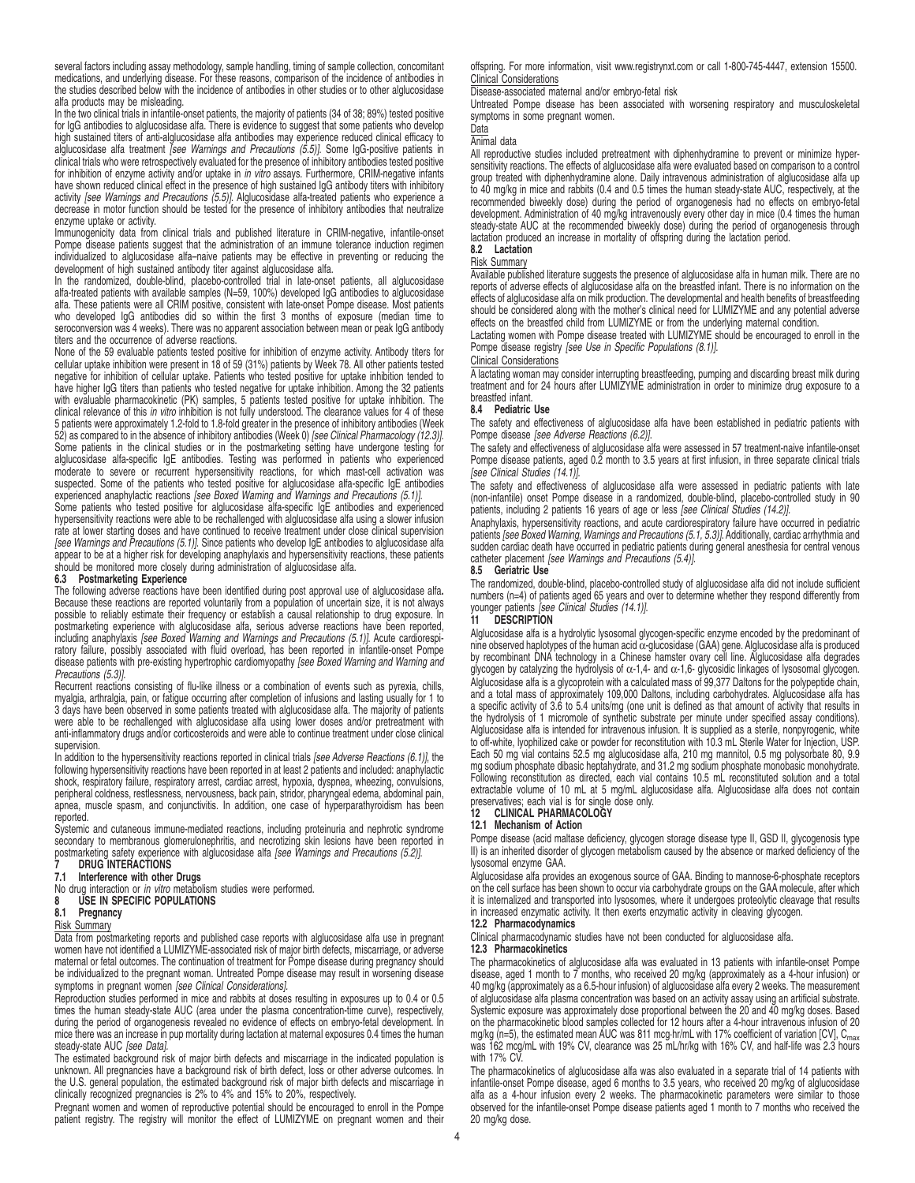several factors including assay methodology, sample handling, timing of sample collection, concomitant medications, and underlying disease. For these reasons, comparison of the incidence of antibodies in the studies described below with the incidence of antibodies in other studies or to other alglucosidase alfa products may be misleading.

In the two clinical trials in infantile-onset patients, the majority of patients (34 of 38; 89%) tested positive for IgG antibodies to alglucosidase alfa. There is evidence to suggest that some patients who develop high sustained titers of anti-alglucosidase alfa antibodies may experience reduced clinical efficacy to alglucosidase alfa treatment *[see Warnings and Precautions (5.5)]*. Some IgG-positive patients in clinical trials who were retrospectively evaluated for the presence of inhibitory antibodies tested positive for inhibition of enzyme activity and/or uptake in *in vitro* assays. Furthermore, CRIM-negative infants have shown reduced clinical effect in the presence of high sustained IgG antibody titers with inhibitory activity *[see Warnings and Precautions (5.5)]*. Alglucosidase alfa-treated patients who experience a decrease in motor function should be tested for the presence of inhibitory antibodies that neutralize enzyme uptake or activity.

Immunogenicity data from clinical trials and published literature in CRIM-negative, infantile-onset Pompe disease patients suggest that the administration of an immune tolerance induction regimen individualized to alglucosidase alfa–naive patients may be effective in preventing or reducing the development of high sustained antibody titer against alglucosidase alfa.

In the randomized, double-blind, placebo-controlled trial in late-onset patients, all alglucosidase alfa-treated patients with available samples (N=59, 100%) developed IgG antibodies to alglucosidase alfa. These patients were all CRIM positive, consistent with late-onset Pompe disease. Most patients who developed IgG antibodies did so within the first 3 months of exposure (median time to seroconversion was 4 weeks). There was no apparent association between mean or peak IgG antibody titers and the occurrence of adverse reactions.

None of the 59 evaluable patients tested positive for inhibition of enzyme activity. Antibody titers for cellular uptake inhibition were present in 18 of 59 (31%) patients by Week 78. All other patients tested negative for inhibition of cellular uptake. Patients who tested positive for uptake inhibition tended to have higher IgG titers than patients who tested negative for uptake inhibition. Among the 32 patients with evaluable pharmacokinetic (PK) samples, 5 patients tested positive for uptake inhibition. The clinical relevance of this *in vitro* inhibition is not fully understood. The clearance values for 4 of these 5 patients were approximately 1.2-fold to 1.8-fold greater in the presence of inhibitory antibodies (Week 52) as compared to in the absence of inhibitory antibodies (Week 0) *[see Clinical Pharmacology (12.3)]*.

Some patients in the clinical studies or in the postmarketing setting have undergone testing for alglucosidase alfa-specific IgE antibodies. Testing was performed in patients who experienced moderate to severe or recurrent hypersensitivity reactions, for which mast-cell activation was suspected. Some of the patients who tested positive for alglucosidase alfa-specific IgE antibodies experienced anaphylactic reactions *[see Boxed Warning and Warnings and Precautions (5.1)]*.

Some patients who tested positive for alglucosidase alfa-specific IgE antibodies and experienced hypersensitivity reactions were able to be rechallenged with alglucosidase alfa using a slower infusion rate at lower starting doses and have continued to receive treatment under close clinical supervision *[see Warnings and Precautions (5.1)]*. Since patients who develop IgE antibodies to alglucosidase alfa appear to be at a higher risk for developing anaphylaxis and hypersensitivity reactions, these patients should be monitored more closely during administration of alglucosidase alfa.

### 6.3 Postmarketing Experience

The following adverse reactions have been identified during post approval use of alglucosidase alfa. Because these reactions are reported voluntarily from a population of uncertain size, it is not always possible to reliably estimate their frequency or establish a causal relationship to drug exposure. In postmarketing experience with alglucosidase alfa, serious adverse reactions have been reported, including anaphylaxis *[see Boxed Warning and Warnings and Precautions (5.1)]*. Acute cardiorespiratory failure, possibly associated with fluid overload, has been reported in infantile-onset Pompe disease patients with pre-existing hypertrophic cardiomyopathy *[see Boxed Warning and Warning and Precautions (5.3)]*.

Recurrent reactions consisting of flu-like illness or a combination of events such as pyrexia, chills, myalgia, arthralgia, pain, or fatigue occurring after completion of infusions and lasting usually for 1 to 3 days have been observed in some patients treated with alglucosidase alfa. The majority of patients were able to be rechallenged with alglucosidase alfa using lower doses and/or pretreatment with anti-inflammatory drugs and/or corticosteroids and were able to continue treatment under close clinical supervision.

In addition to the hypersensitivity reactions reported in clinical trials *[see Adverse Reactions (6.1)]*, the following hypersensitivity reactions have been reported in at least 2 patients and included: anaphylactic shock, respiratory failure, respiratory arrest, cardiac arrest, hypoxia, dyspnea, wheezing, convulsions, peripheral coldness, restlessness, nervousness, back pain, stridor, pharyngeal edema, abdominal pain, apnea, muscle spasm, and conjunctivitis. In addition, one case of hyperparathyroidism has been reported.

Systemic and cutaneous immune-mediated reactions, including proteinuria and nephrotic syndrome secondary to membranous glomerulonephritis, and necrotizing skin lesions have been reported in postmarketing safety experience with alglucosidase alfa *[see Warnings and Precautions (5.2)]*.

## 7 DRUG INTERACTIONS

### 7.1 Interference with other Drugs

No drug interaction or *in vitro* metabolism studies were performed.

## 8 USE IN SPECIFIC POPULATIONS

### 8.1 Pregnancy

Risk Summary

Data from postmarketing reports and published case reports with alglucosidase alfa use in pregnant women have not identified a LUMIZYME-associated risk of major birth defects, miscarriage, or adverse maternal or fetal outcomes. The continuation of treatment for Pompe disease during pregnancy should be individualized to the pregnant woman. Untreated Pompe disease may result in worsening disease symptoms in pregnant women *[see Clinical Considerations]*.

Reproduction studies performed in mice and rabbits at doses resulting in exposures up to 0.4 or 0.5 times the human steady-state AUC (area under the plasma concentration-time curve), respectively, during the period of organogenesis revealed no evidence of effects on embryo-fetal development. In mice there was an increase in pup mortality during lactation at maternal exposures 0.4 times the human steady-state AUC *[see Data]*.

The estimated background risk of major birth defects and miscarriage in the indicated population is unknown. All pregnancies have a background risk of birth defect, loss or other adverse outcomes. In the U.S. general population, the estimated background risk of major birth defects and miscarriage in clinically recognized pregnancies is 2% to 4% and 15% to 20%, respectively.

Pregnant women and women of reproductive potential should be encouraged to enroll in the Pompe patient registry. The registry will monitor the effect of LUMIZYME on pregnant women and their offspring. For more information, visit www.registrynxt.com or call 1-800-745-4447, extension 15500.

Clinical Considerations

Disease-associated maternal and/or embryo-fetal risk

Untreated Pompe disease has been associated with worsening respiratory and musculoskeletal symptoms in some pregnant women.

Data

Animal data

All reproductive studies included pretreatment with diphenhydramine to prevent or minimize hypersensitivity reactions. The effects of alglucosidase alfa were evaluated based on comparison to a control group treated with diphenhydramine alone. Daily intravenous administration of alglucosidase alfa up to 40 mg/kg in mice and rabbits (0.4 and 0.5 times the human steady-state AUC, respectively, at the recommended biweekly dose) during the period of organogenesis had no effects on embryo-fetal development. Administration of 40 mg/kg intravenously every other day in mice (0.4 times the human steady-state AUC at the recommended biweekly dose) during the period of organogenesis through lactation produced an increase in mortality of offspring during the lactation period.

### 8.2 Lactation

Risk Summary

Available published literature suggests the presence of alglucosidase alfa in human milk. There are no reports of adverse effects of alglucosidase alfa on the breastfed infant. There is no information on the effects of alglucosidase alfa on milk production. The developmental and health benefits of breastfeeding should be considered along with the mother's clinical need for LUMIZYME and any potential adverse effects on the breastfed child from LUMIZYME or from the underlying maternal condition.

Lactating women with Pompe disease treated with LUMIZYME should be encouraged to enroll in the Pompe disease registry *[see Use in Specific Populations (8.1)]*.

Clinical Considerations

A lactating woman may consider interrupting breastfeeding, pumping and discarding breast milk during treatment and for 24 hours after LUMIZYME administration in order to minimize drug exposure to a breastfed infant.

### 8.4 Pediatric Use

The safety and effectiveness of alglucosidase alfa have been established in pediatric patients with Pompe disease *[see Adverse Reactions (6.2)]*.

The safety and effectiveness of alglucosidase alfa were assessed in 57 treatment-naive infantile-onset Pompe disease patients, aged 0.2 month to 3.5 years at first infusion, in three separate clinical trials *[see Clinical Studies (14.1)]*.

The safety and effectiveness of alglucosidase alfa were assessed in pediatric patients with late (non-infantile) onset Pompe disease in a randomized, double-blind, placebo-controlled study in 90 patients, including 2 patients 16 years of age or less *[see Clinical Studies (14.2)]*.

Anaphylaxis, hypersensitivity reactions, and acute cardiorespiratory failure have occurred in pediatric patients *[see Boxed Warning, Warnings and Precautions (5.1, 5.3)]*. Additionally, cardiac arrhythmia and sudden cardiac death have occurred in pediatric patients during general anesthesia for central venous catheter placement *[see Warnings and Precautions (5.4)]*.

### 8.5 Geriatric Use

The randomized, double-blind, placebo-controlled study of alglucosidase alfa did not include sufficient numbers (n=4) of patients aged 65 years and over to determine whether they respond differently from younger patients *[see Clinical Studies (14.1)]*.

## 11 DESCRIPTION

Alglucosidase alfa is a hydrolytic lysosomal glycogen-specific enzyme encoded by the predominant of nine observed haplotypes of the human acid $\alpha$-glucosidase (GAA) gene. Alglucosidase alfa is produced by recombinant DNA technology in a Chinese hamster ovary cell line. Alglucosidase alfa degrades glycogen by catalyzing the hydrolysis of $\alpha$-1,4- and $\alpha$-1,6- glycosidic linkages of lysosomal glycogen. Alglucosidase alfa is a glycoprotein with a calculated mass of 99,377 Daltons for the polypeptide chain, and a total mass of approximately 109,000 Daltons, including carbohydrates. Alglucosidase alfa has a specific activity of 3.6 to 5.4 units/mg (one unit is defined as that amount of activity that results in the hydrolysis of 1 micromole of synthetic substrate per minute under specified assay conditions). Alglucosidase alfa is intended for intravenous infusion. It is supplied as a sterile, nonpyrogenic, white to off-white, lyophilized cake or powder for reconstitution with 10.3 mL Sterile Water for Injection, USP. Each 50 mg vial contains 52.5 mg alglucosidase alfa, 210 mg mannitol, 0.5 mg polysorbate 80, 9.9 mg sodium phosphate dibasic heptahydrate, and 31.2 mg sodium phosphate monobasic monohydrate. Following reconstitution as directed, each vial contains 10.5 mL reconstituted solution and a total extractable volume of 10 mL at 5 mg/mL alglucosidase alfa. Alglucosidase alfa does not contain preservatives; each vial is for single dose only.

## 12 CLINICAL PHARMACOLOGY

### 12.1 Mechanism of Action

Pompe disease (acid maltase deficiency, glycogen storage disease type II, GSD II, glycogenosis type II) is an inherited disorder of glycogen metabolism caused by the absence or marked deficiency of the lysosomal enzyme GAA.

Alglucosidase alfa provides an exogenous source of GAA. Binding to mannose-6-phosphate receptors on the cell surface has been shown to occur via carbohydrate groups on the GAA molecule, after which it is internalized and transported into lysosomes, where it undergoes proteolytic cleavage that results in increased enzymatic activity. It then exerts enzymatic activity in cleaving glycogen.

### 12.2 Pharmacodynamics

Clinical pharmacodynamic studies have not been conducted for alglucosidase alfa.

### 12.3 Pharmacokinetics

The pharmacokinetics of alglucosidase alfa was evaluated in 13 patients with infantile-onset Pompe disease, aged 1 month to 7 months, who received 20 mg/kg (approximately as a 4-hour infusion) or 40 mg/kg (approximately as a 6.5-hour infusion) of alglucosidase alfa every 2 weeks. The measurement of alglucosidase alfa plasma concentration was based on an activity assay using an artificial substrate. Systemic exposure was approximately dose proportional between the 20 and 40 mg/kg doses. Based on the pharmacokinetic blood samples collected for 12 hours after a 4-hour intravenous infusion of 20 mg/kg (n=5), the estimated mean AUC was 811 mcg·hr/mL with 17% coefficient of variation [CV], $C_{max}$ was 162 mcg/mL with 19% CV, clearance was 25 mL/hr/kg with 16% CV, and half-life was 2.3 hours with 17% CV.

The pharmacokinetics of alglucosidase alfa was also evaluated in a separate trial of 14 patients with infantile-onset Pompe disease, aged 6 months to 3.5 years, who received 20 mg/kg of alglucosidase alfa as a 4-hour infusion every 2 weeks. The pharmacokinetic parameters were similar to those observed for the infantile-onset Pompe disease patients aged 1 month to 7 months who received the 20 mg/kg dose.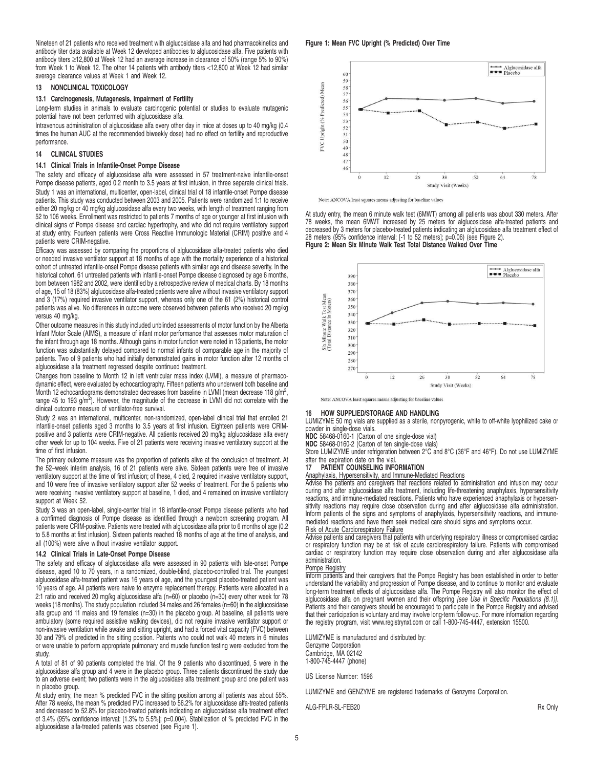Nineteen of 21 patients who received treatment with alglucosidase alfa and had pharmacokinetics and antibody titer data available at Week 12 developed antibodies to alglucosidase alfa. Five patients with antibody titers ≥12,800 at Week 12 had an average increase in clearance of 50% (range 5% to 90%) from Week 1 to Week 12. The other 14 patients with antibody titers <12,800 at Week 12 had similar average clearance values at Week 1 and Week 12.

## 13 NONCLINICAL TOXICOLOGY

### 13.1 Carcinogenesis, Mutagenesis, Impairment of Fertility

Long-term studies in animals to evaluate carcinogenic potential or studies to evaluate mutagenic potential have not been performed with alglucosidase alfa.

Intravenous administration of alglucosidase alfa every other day in mice at doses up to 40 mg/kg (0.4 times the human AUC at the recommended biweekly dose) had no effect on fertility and reproductive performance.

## 14 CLINICAL STUDIES

### 14.1 Clinical Trials in Infantile-Onset Pompe Disease

The safety and efficacy of alglucosidase alfa were assessed in 57 treatment-naive infantile-onset Pompe disease patients, aged 0.2 month to 3.5 years at first infusion, in three separate clinical trials.

Study 1 was an international, multicenter, open-label, clinical trial of 18 infantile-onset Pompe disease patients. This study was conducted between 2003 and 2005. Patients were randomized 1:1 to receive either 20 mg/kg or 40 mg/kg alglucosidase alfa every two weeks, with length of treatment ranging from 52 to 106 weeks. Enrollment was restricted to patients 7 months of age or younger at first infusion with clinical signs of Pompe disease and cardiac hypertrophy, and who did not require ventilatory support at study entry. Fourteen patients were Cross Reactive Immunologic Material (CRIM) positive and 4 patients were CRIM-negative.

Efficacy was assessed by comparing the proportions of alglucosidase alfa-treated patients who died or needed invasive ventilator support at 18 months of age with the mortality experience of a historical cohort of untreated infantile-onset Pompe disease patients with similar age and disease severity. In the historical cohort, 61 untreated patients with infantile-onset Pompe disease diagnosed by age 6 months, born between 1982 and 2002, were identified by a retrospective review of medical charts. By 18 months of age, 15 of 18 (83%) alglucosidase alfa-treated patients were alive without invasive ventilatory support and 3 (17%) required invasive ventilator support, whereas only one of the 61 (2%) historical control patients was alive. No differences in outcome were observed between patients who received 20 mg/kg versus 40 mg/kg.

Other outcome measures in this study included unblinded assessments of motor function by the Alberta Infant Motor Scale (AIMS), a measure of infant motor performance that assesses motor maturation of the infant through age 18 months. Although gains in motor function were noted in 13 patients, the motor function was substantially delayed compared to normal infants of comparable age in the majority of patients. Two of 9 patients who had initially demonstrated gains in motor function after 12 months of alglucosidase alfa treatment regressed despite continued treatment.

Changes from baseline to Month 12 in left ventricular mass index (LVMI), a measure of pharmacodynamic effect, were evaluated by echocardiography. Fifteen patients who underwent both baseline and Month 12 echocardiograms demonstrated decreases from baseline in LVMI (mean decrease 118 g/m$^2$, range 45 to 193 g/m$^2$). However, the magnitude of the decrease in LVMI did not correlate with the clinical outcome measure of ventilator-free survival.

Study 2 was an international, multicenter, non-randomized, open-label clinical trial that enrolled 21 infantile-onset patients aged 3 months to 3.5 years at first infusion. Eighteen patients were CRIM-positive and 3 patients were CRIM-negative. All patients received 20 mg/kg alglucosidase alfa every other week for up to 104 weeks. Five of 21 patients were receiving invasive ventilatory support at the time of first infusion.

The primary outcome measure was the proportion of patients alive at the conclusion of treatment. At the 52–week interim analysis, 16 of 21 patients were alive. Sixteen patients were free of invasive ventilatory support at the time of first infusion; of these, 4 died, 2 required invasive ventilatory support, and 10 were free of invasive ventilatory support after 52 weeks of treatment. For the 5 patients who were receiving invasive ventilatory support at baseline, 1 died, and 4 remained on invasive ventilatory support at Week 52.

Study 3 was an open-label, single-center trial in 18 infantile-onset Pompe disease patients who had a confirmed diagnosis of Pompe disease as identified through a newborn screening program. All patients were CRIM-positive. Patients were treated with alglucosidase alfa prior to 6 months of age (0.2 to 5.8 months at first infusion). Sixteen patients reached 18 months of age at the time of analysis, and all (100%) were alive without invasive ventilator support.

### 14.2 Clinical Trials in Late-Onset Pompe Disease

The safety and efficacy of alglucosidase alfa were assessed in 90 patients with late-onset Pompe disease, aged 10 to 70 years, in a randomized, double-blind, placebo-controlled trial. The youngest alglucosidase alfa-treated patient was 16 years of age, and the youngest placebo-treated patient was 10 years of age. All patients were naive to enzyme replacement therapy. Patients were allocated in a 2:1 ratio and received 20 mg/kg alglucosidase alfa (n=60) or placebo (n=30) every other week for 78 weeks (18 months). The study population included 34 males and 26 females (n=60) in the alglucosidase alfa group and 11 males and 19 females (n=30) in the placebo group. At baseline, all patients were ambulatory (some required assistive walking devices), did not require invasive ventilator support or non-invasive ventilation while awake and sitting upright, and had a forced vital capacity (FVC) between 30 and 79% of predicted in the sitting position. Patients who could not walk 40 meters in 6 minutes or were unable to perform appropriate pulmonary and muscle function testing were excluded from the study.

A total of 81 of 90 patients completed the trial. Of the 9 patients who discontinued, 5 were in the alglucosidase alfa group and 4 were in the placebo group. Three patients discontinued the study due to an adverse event; two patients were in the alglucosidase alfa treatment group and one patient was in placebo group.

At study entry, the mean % predicted FVC in the sitting position among all patients was about 55%. After 78 weeks, the mean % predicted FVC increased to 56.2% for alglucosidase alfa-treated patients and decreased to 52.8% for placebo-treated patients indicating an alglucosidase alfa treatment effect of 3.4% (95% confidence interval: [1.3% to 5.5%]; p=0.004). Stabilization of % predicted FVC in the alglucosidase alfa-treated patients was observed (see Figure 1).

**Figure 1: Mean FVC Upright (% Predicted) Over Time**

FVC Upright (% Predicted) Mean
Alglucosidase alfa
Placebo
60 59 58 57 56 55 54 53 52 51 50 49 48 47 46
0 12 26 38 52 64 78
Study Visit (Weeks)

Note: ANCOVA least squares means adjusting for baseline values

At study entry, the mean 6 minute walk test (6MWT) among all patients was about 330 meters. After 78 weeks, the mean 6MWT increased by 25 meters for alglucosidase alfa-treated patients and decreased by 3 meters for placebo-treated patients indicating an alglucosidase alfa treatment effect of 28 meters (95% confidence interval: [-1 to 52 meters]; p=0.06) (see Figure 2).

**Figure 2: Mean Six Minute Walk Test Total Distance Walked Over Time**

Six Minute Walk Test Mean (Total Distance in Meters)
Alglucosidase alfa
Placebo
390 380 370 360 350 340 330 320 310 300 290 280 270
0 12 26 38 52 64 78
Study Visit (Weeks)

Note: ANCOVA least squares means adjusting for baseline values

## 16 HOW SUPPLIED/STORAGE AND HANDLING

LUMIZYME 50 mg vials are supplied as a sterile, nonpyrogenic, white to off-white lyophilized cake or powder in single-dose vials.

**NDC** 58468-0160-1 (Carton of one single-dose vial)

**NDC** 58468-0160-2 (Carton of ten single-dose vials)

Store LUMIZYME under refrigeration between 2°C and 8°C (36°F and 46°F). Do not use LUMIZYME after the expiration date on the vial.

## 17 PATIENT COUNSELING INFORMATION

Anaphylaxis, Hypersensitivity, and Immune-Mediated Reactions

Advise the patients and caregivers that reactions related to administration and infusion may occur during and after alglucosidase alfa treatment, including life-threatening anaphylaxis, hypersensitivity reactions, and immune-mediated reactions. Patients who have experienced anaphylaxis or hypersensitivity reactions may require close observation during and after alglucosidase alfa administration. Inform patients of the signs and symptoms of anaphylaxis, hypersensitivity reactions, and immune-mediated reactions and have them seek medical care should signs and symptoms occur.

Risk of Acute Cardiorespiratory Failure

Advise patients and caregivers that patients with underlying respiratory illness or compromised cardiac or respiratory function may be at risk of acute cardiorespiratory failure. Patients with compromised cardiac or respiratory function may require close observation during and after alglucosidase alfa administration.

Pompe Registry

Inform patients and their caregivers that the Pompe Registry has been established in order to better understand the variability and progression of Pompe disease, and to continue to monitor and evaluate long-term treatment effects of alglucosidase alfa. The Pompe Registry will also monitor the effect of alglucosidase alfa on pregnant women and their offspring *[see Use in Specific Populations (8.1)]*. Patients and their caregivers should be encouraged to participate in the Pompe Registry and advised that their participation is voluntary and may involve long-term follow-up. For more information regarding the registry program, visit www.registrynxt.com or call 1-800-745-4447, extension 15500.

LUMIZYME is manufactured and distributed by:
Genzyme Corporation
Cambridge, MA 02142
1-800-745-4447 (phone)

US License Number: 1596

LUMIZYME and GENZYME are registered trademarks of Genzyme Corporation.

ALG-FPLR-SL-FEB20 Rx Only